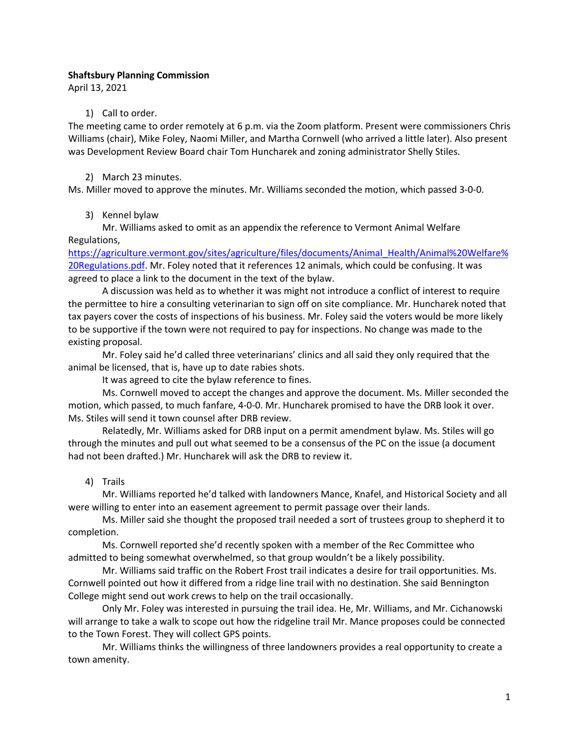**Shaftsbury Planning Commission**
April 13, 2021

1) Call to order.

The meeting came to order remotely at 6 p.m. via the Zoom platform. Present were commissioners Chris Williams (chair), Mike Foley, Naomi Miller, and Martha Cornwell (who arrived a little later). Also present was Development Review Board chair Tom Huncharek and zoning administrator Shelly Stiles.

2) March 23 minutes.

Ms. Miller moved to approve the minutes. Mr. Williams seconded the motion, which passed 3-0-0.

3) Kennel bylaw

Mr. Williams asked to omit as an appendix the reference to Vermont Animal Welfare Regulations, https://agriculture.vermont.gov/sites/agriculture/files/documents/Animal_Health/Animal%20Welfare%20Regulations.pdf. Mr. Foley noted that it references 12 animals, which could be confusing. It was agreed to place a link to the document in the text of the bylaw.

A discussion was held as to whether it was might not introduce a conflict of interest to require the permittee to hire a consulting veterinarian to sign off on site compliance. Mr. Huncharek noted that tax payers cover the costs of inspections of his business. Mr. Foley said the voters would be more likely to be supportive if the town were not required to pay for inspections. No change was made to the existing proposal.

Mr. Foley said he'd called three veterinarians' clinics and all said they only required that the animal be licensed, that is, have up to date rabies shots.

It was agreed to cite the bylaw reference to fines.

Ms. Cornwell moved to accept the changes and approve the document. Ms. Miller seconded the motion, which passed, to much fanfare, 4-0-0. Mr. Huncharek promised to have the DRB look it over. Ms. Stiles will send it town counsel after DRB review.

Relatedly, Mr. Williams asked for DRB input on a permit amendment bylaw. Ms. Stiles will go through the minutes and pull out what seemed to be a consensus of the PC on the issue (a document had not been drafted.) Mr. Huncharek will ask the DRB to review it.

4) Trails

Mr. Williams reported he'd talked with landowners Mance, Knafel, and Historical Society and all were willing to enter into an easement agreement to permit passage over their lands.

Ms. Miller said she thought the proposed trail needed a sort of trustees group to shepherd it to completion.

Ms. Cornwell reported she'd recently spoken with a member of the Rec Committee who admitted to being somewhat overwhelmed, so that group wouldn't be a likely possibility.

Mr. Williams said traffic on the Robert Frost trail indicates a desire for trail opportunities. Ms. Cornwell pointed out how it differed from a ridge line trail with no destination. She said Bennington College might send out work crews to help on the trail occasionally.

Only Mr. Foley was interested in pursuing the trail idea. He, Mr. Williams, and Mr. Cichanowski will arrange to take a walk to scope out how the ridgeline trail Mr. Mance proposes could be connected to the Town Forest. They will collect GPS points.

Mr. Williams thinks the willingness of three landowners provides a real opportunity to create a town amenity.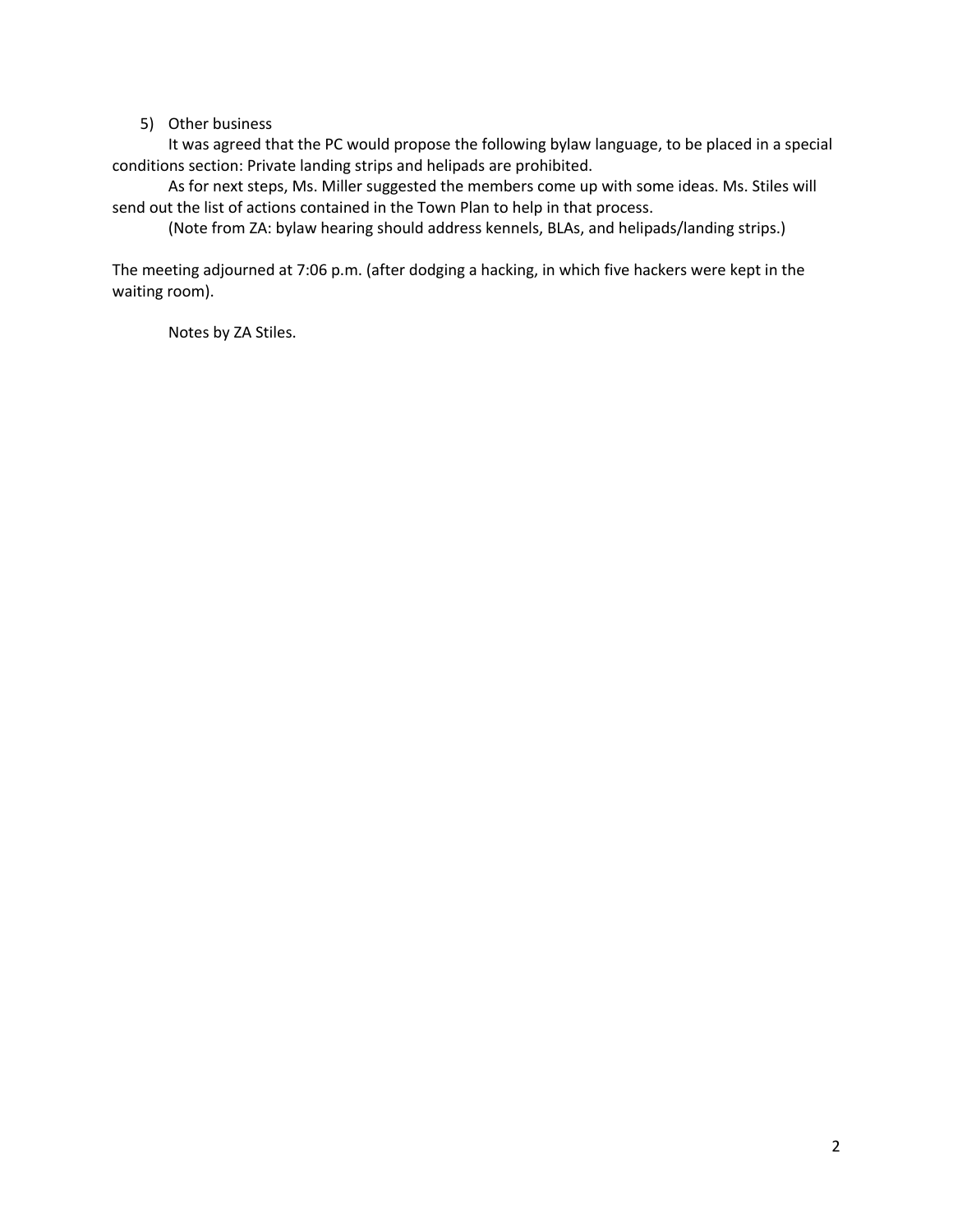5) Other business

It was agreed that the PC would propose the following bylaw language, to be placed in a special conditions section: Private landing strips and helipads are prohibited.

As for next steps, Ms. Miller suggested the members come up with some ideas. Ms. Stiles will send out the list of actions contained in the Town Plan to help in that process.

(Note from ZA: bylaw hearing should address kennels, BLAs, and helipads/landing strips.)

The meeting adjourned at 7:06 p.m. (after dodging a hacking, in which five hackers were kept in the waiting room).

Notes by ZA Stiles.